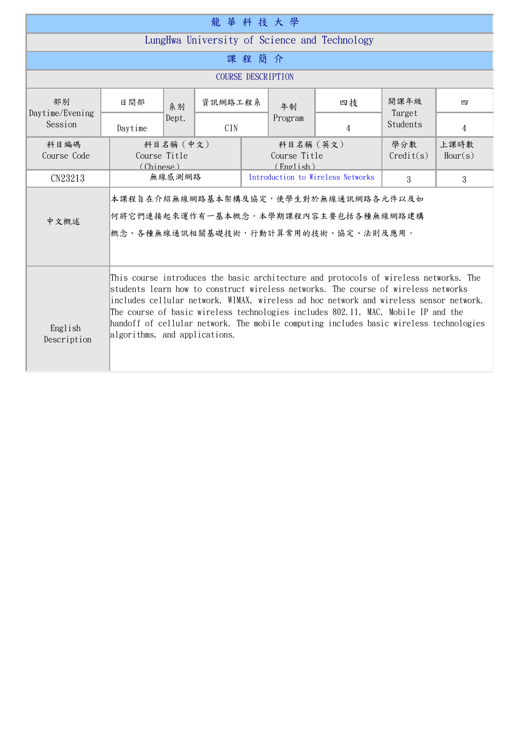# 龍 華 科 技 大 學

# LungHwa University of Science and Technology

## 課 程 簡 介

## COURSE DESCRIPTION

| 部別 Daytime/Evening Session | 日間部 Daytime | 系別 Dept. | 資訊網路工程系 CIN | 年制 Program | 四技 4 | 開課年級 Target Students | 四 4 |
|---|---|---|---|---|---|---|---|

| 科目編碼 Course Code | 科目名稱（中文） Course Title (Chinese) | 科目名稱（英文） Course Title (English) | 學分數 Credit(s) | 上課時數 Hour(s) |
|---|---|---|---|---|
| CN23213 | 無線感測網路 | Introduction to Wireless Networks | 3 | 3 |

| | |
|---|---|
| 中文概述 | 本課程旨在介紹無線網路基本架構及協定，使學生對於無線通訊網路各元件以及如何將它們連接起來運作有一基本概念。本學期課程內容主要包括各種無線網路建構概念、各種無線通訊相關基礎技術，行動計算常用的技術、協定、法則及應用。 |
| English Description | This course introduces the basic architecture and protocols of wireless networks. The students learn how to construct wireless networks. The course of wireless networks includes cellular network, WIMAX, wireless ad hoc network and wireless sensor network. The course of basic wireless technologies includes 802.11, MAC, Mobile IP and the handoff of cellular network. The mobile computing includes basic wireless technologies algorithms, and applications. |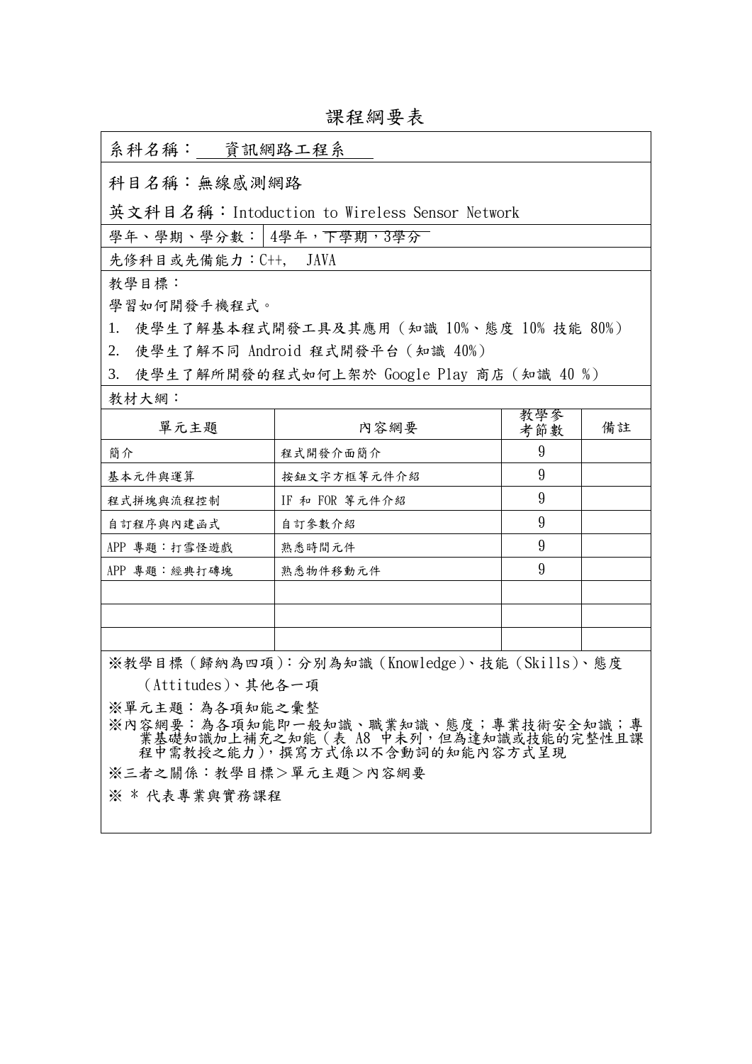# 課程網要表

系科名稱：資訊網路工程系

科目名稱：無線感測網路

英文科目名稱：Intoduction to Wireless Sensor Network

學年、學期、學分數：4學年，下學期，3學分

先修科目或先備能力：C++, JAVA

教學目標：

學習如何開發手機程式。

1. 使學生了解基本程式開發工具及其應用(知識 10%、態度 10% 技能 80%)
2. 使學生了解不同 Android 程式開發平台(知識 40%)
3. 使學生了解所開發的程式如何上架於 Google Play 商店(知識 40 %)

教材大綱：

| 單元主題 | 內容網要 | 教學參考節數 | 備註 |
|---|---|---|---|
| 簡介 | 程式開發介面簡介 | 9 | |
| 基本元件與運算 | 按鈕文字方框等元件介紹 | 9 | |
| 程式拼塊與流程控制 | IF 和 FOR 等元件介紹 | 9 | |
| 自訂程序與內建函式 | 自訂參數介紹 | 9 | |
| APP 專題：打雪怪遊戲 | 熟悉時間元件 | 9 | |
| APP 專題：經典打磚塊 | 熟悉物件移動元件 | 9 | |
| | | | |
| | | | |
| | | | |

※教學目標(歸納為四項)：分別為知識(Knowledge)、技能(Skills)、態度(Attitudes)、其他各一項

※單元主題：為各項知能之彙整

※內容網要：為各項知能即一般知識、職業知識、態度；專業技術安全知識；專業基礎知識加上補充之知能(表 A8 中未列，但為達知識或技能的完整性且課程中需教授之能力)，撰寫方式係以不含動詞的知能內容方式呈現

※三者之關係：教學目標＞單元主題＞內容網要

※ * 代表專業與實務課程